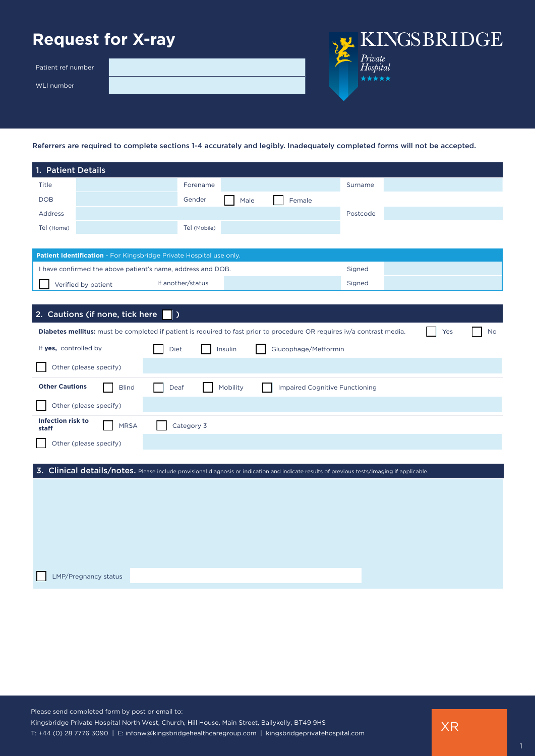# Request for X-ray

| | |
|---|---|
| Patient ref number | |
| WLI number | |

KINGSBRIDGE *Private Hospital* ★★★★★

**Referrers are required to complete sections 1-4 accurately and legibly. Inadequately completed forms will not be accepted.**

## 1. Patient Details

| | | | | | |
|---|---|---|---|---|---|
| Title | | Forename | | Surname | |
| DOB | | Gender | ☐ Male ☐ Female | | |
| Address | | | | Postcode | |
| Tel (Home) | | Tel (Mobile) | | | |

**Patient Identification** - For Kingsbridge Private Hospital use only.

| | | | |
|---|---|---|---|
| I have confirmed the above patient's name, address and DOB. | | Signed | |
| ☐ Verified by patient | If another/status | Signed | |

## 2. Cautions (if none, tick here ☐ )

**Diabetes mellitus:** must be completed if patient is required to fast prior to procedure OR requires iv/a contrast media. ☐ Yes ☐ No

If **yes,** controlled by ☐ Diet ☐ Insulin ☐ Glucophage/Metformin

☐ Other (please specify)

**Other Cautions** ☐ Blind ☐ Deaf ☐ Mobility ☐ Impaired Cognitive Functioning

☐ Other (please specify)

**Infection risk to staff** ☐ MRSA ☐ Category 3

☐ Other (please specify)

## 3. Clinical details/notes.

Please include provisional diagnosis or indication and indicate results of previous tests/imaging if applicable.

☐ LMP/Pregnancy status

Please send completed form by post or email to:
Kingsbridge Private Hospital North West, Church, Hill House, Main Street, Ballykelly, BT49 9HS
T: +44 (0) 28 7776 3090 | E: infonw@kingsbridgehealthcaregroup.com | kingsbridgeprivatehospital.com

XR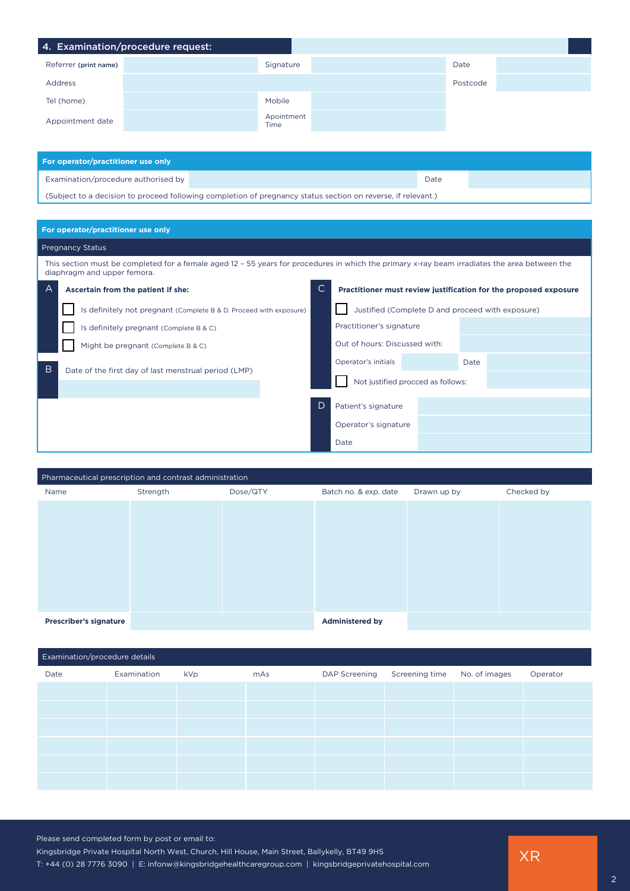## 4. Examination/procedure request:

| | | | | | |
|---|---|---|---|---|---|
| Referrer **(print name)** | | Signature | | Date | |
| Address | | | | Postcode | |
| Tel (home) | | Mobile | | | |
| Appointment date | | Apointment Time | | | |

**For operator/practitioner use only**

| | | | |
|---|---|---|---|
| Examination/procedure authorised by | | Date | |

(Subject to a decision to proceed following completion of pregnancy status section on reverse, if relevant.)

**For operator/practitioner use only**

### Pregnancy Status

This section must be completed for a female aged 12 – 55 years for procedures in which the primary x-ray beam irradiates the area between the diaphragm and upper femora.

**A** **Ascertain from the patient if she:**

- ☐ Is definitely not pregnant (Complete B & D. Proceed with exposure)
- ☐ Is definitely pregnant (Complete B & C)
- ☐ Might be pregnant (Complete B & C)

**B** Date of the first day of last menstrual period (LMP)

**C** **Practitioner must review justification for the proposed exposure**

- ☐ Justified (Complete D and proceed with exposure)

| | | | |
|---|---|---|---|
| Practitioner's signature | | | |
| Out of hours: Discussed with: | | | |
| Operator's initials | | Date | |

- ☐ Not justified procced as follows:

**D**

| | |
|---|---|
| Patient's signature | |
| Operator's signature | |
| Date | |

### Pharmaceutical prescription and contrast administration

| Name | Strength | Dose/QTY | Batch no. & exp. date | Drawn up by | Checked by |
|---|---|---|---|---|---|
| | | | | | |
| **Prescriber's signature** | | | **Administered by** | | |

### Examination/procedure details

| Date | Examination | kVp | mAs | DAP Screening | Screening time | No. of images | Operator |
|---|---|---|---|---|---|---|---|
| | | | | | | | |
| | | | | | | | |
| | | | | | | | |
| | | | | | | | |
| | | | | | | | |
| | | | | | | | |

Please send completed form by post or email to:
Kingsbridge Private Hospital North West, Church, Hill House, Main Street, Ballykelly, BT49 9HS
T: +44 (0) 28 7776 3090 | E: infonw@kingsbridgehealthcaregroup.com | kingsbridgeprivatehospital.com

XR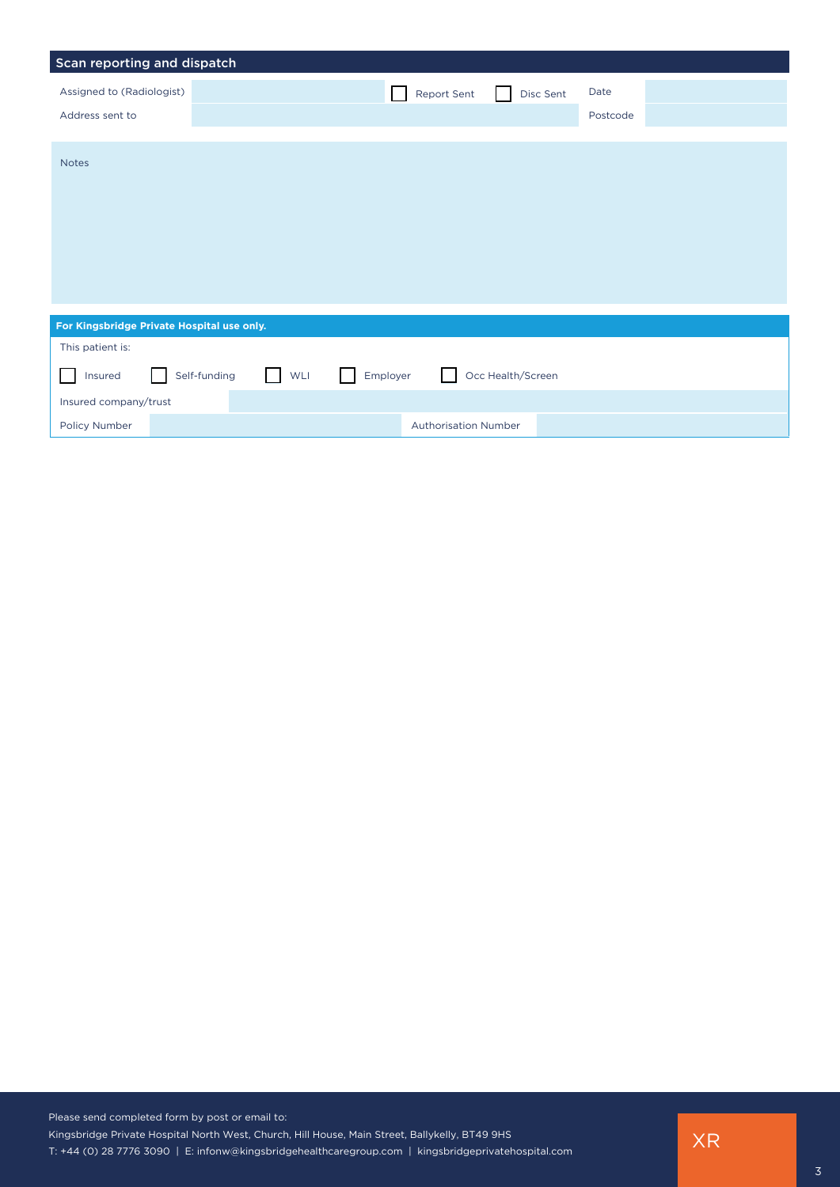## Scan reporting and dispatch

| | | | | | |
|---|---|---|---|---|---|
| Assigned to (Radiologist) | | ☐ Report Sent | ☐ Disc Sent | Date | |
| Address sent to | | | | Postcode | |

Notes

### For Kingsbridge Private Hospital use only.

This patient is:

☐ Insured ☐ Self-funding ☐ WLI ☐ Employer ☐ Occ Health/Screen

| | | | |
|---|---|---|---|
| Insured company/trust | | | |
| Policy Number | | Authorisation Number | |

Please send completed form by post or email to:
Kingsbridge Private Hospital North West, Church, Hill House, Main Street, Ballykelly, BT49 9HS
T: +44 (0) 28 7776 3090 | E: infonw@kingsbridgehealthcaregroup.com | kingsbridgeprivatehospital.com

XR